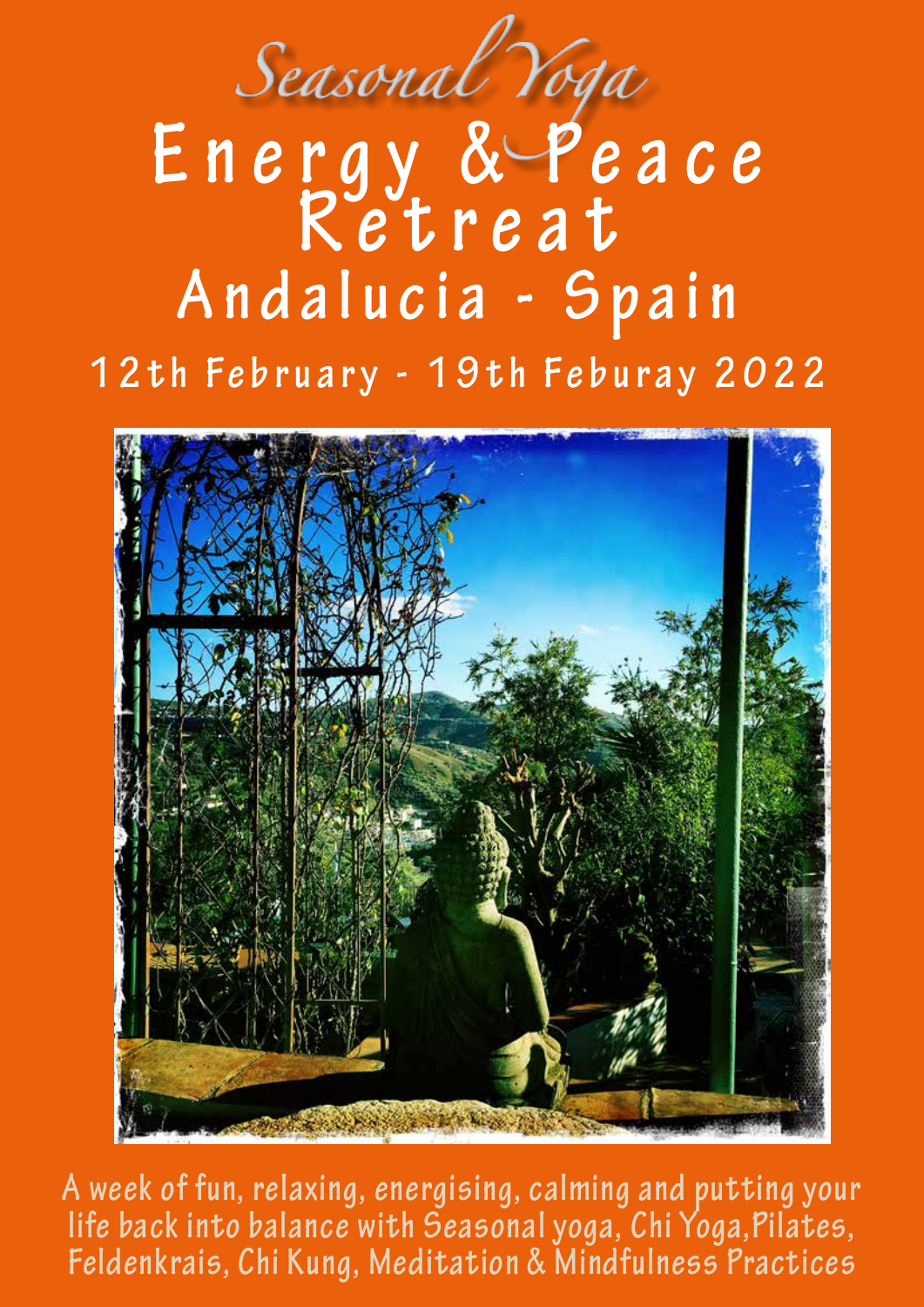*Seasonal Yoga*

# Energy & Peace Retreat

## Andalucia - Spain

### 12th February - 19th Feburay 2022

A week of fun, relaxing, energising, calming and putting your life back into balance with Seasonal yoga, Chi Yoga,Pilates, Feldenkrais, Chi Kung, Meditation & Mindfulness Practices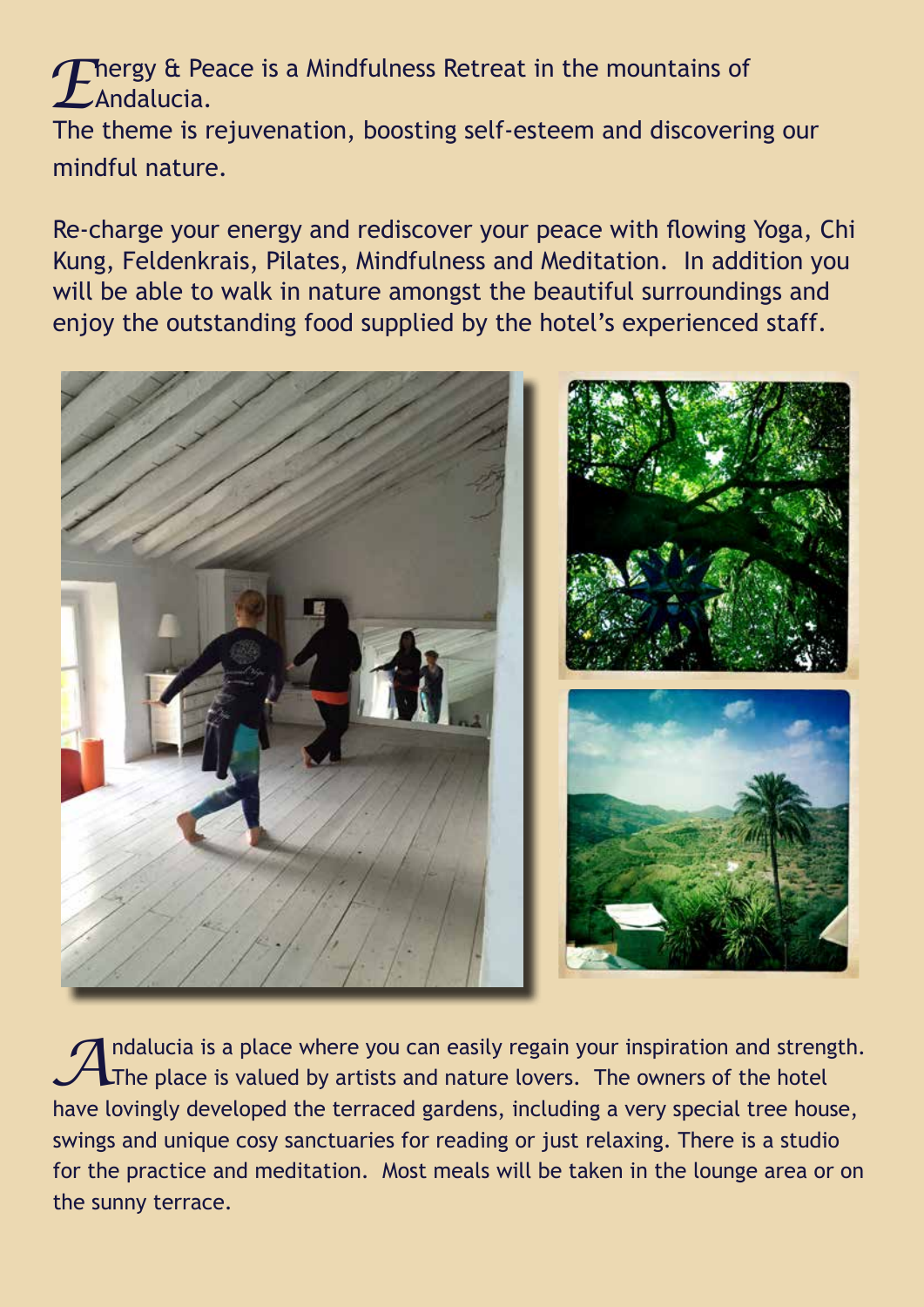Energy & Peace is a Mindfulness Retreat in the mountains of Andalucia.
The theme is rejuvenation, boosting self-esteem and discovering our mindful nature.

Re-charge your energy and rediscover your peace with flowing Yoga, Chi Kung, Feldenkrais, Pilates, Mindfulness and Meditation. In addition you will be able to walk in nature amongst the beautiful surroundings and enjoy the outstanding food supplied by the hotel's experienced staff.

Andalucia is a place where you can easily regain your inspiration and strength. The place is valued by artists and nature lovers. The owners of the hotel have lovingly developed the terraced gardens, including a very special tree house, swings and unique cosy sanctuaries for reading or just relaxing. There is a studio for the practice and meditation. Most meals will be taken in the lounge area or on the sunny terrace.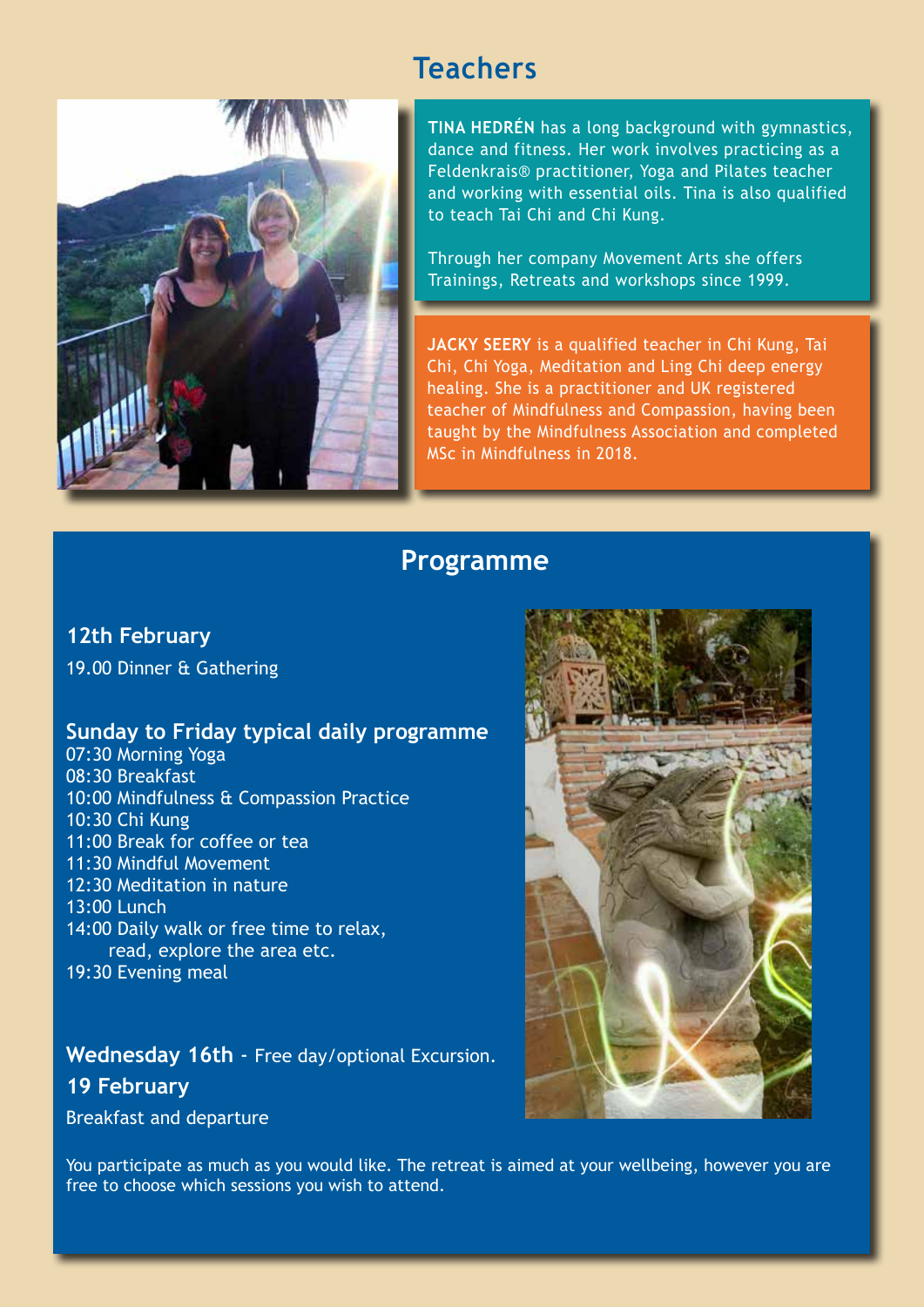# Teachers

**TINA HEDRÉN** has a long background with gymnastics, dance and fitness. Her work involves practicing as a Feldenkrais® practitioner, Yoga and Pilates teacher and working with essential oils. Tina is also qualified to teach Tai Chi and Chi Kung.

Through her company Movement Arts she offers Trainings, Retreats and workshops since 1999.

**JACKY SEERY** is a qualified teacher in Chi Kung, Tai Chi, Chi Yoga, Meditation and Ling Chi deep energy healing. She is a practitioner and UK registered teacher of Mindfulness and Compassion, having been taught by the Mindfulness Association and completed MSc in Mindfulness in 2018.

# Programme

### 12th February

19.00 Dinner & Gathering

### Sunday to Friday typical daily programme

07:30 Morning Yoga
08:30 Breakfast
10:00 Mindfulness & Compassion Practice
10:30 Chi Kung
11:00 Break for coffee or tea
11:30 Mindful Movement
12:30 Meditation in nature
13:00 Lunch
14:00 Daily walk or free time to relax, read, explore the area etc.
19:30 Evening meal

**Wednesday 16th** - Free day/optional Excursion.

### 19 February

Breakfast and departure

You participate as much as you would like. The retreat is aimed at your wellbeing, however you are free to choose which sessions you wish to attend.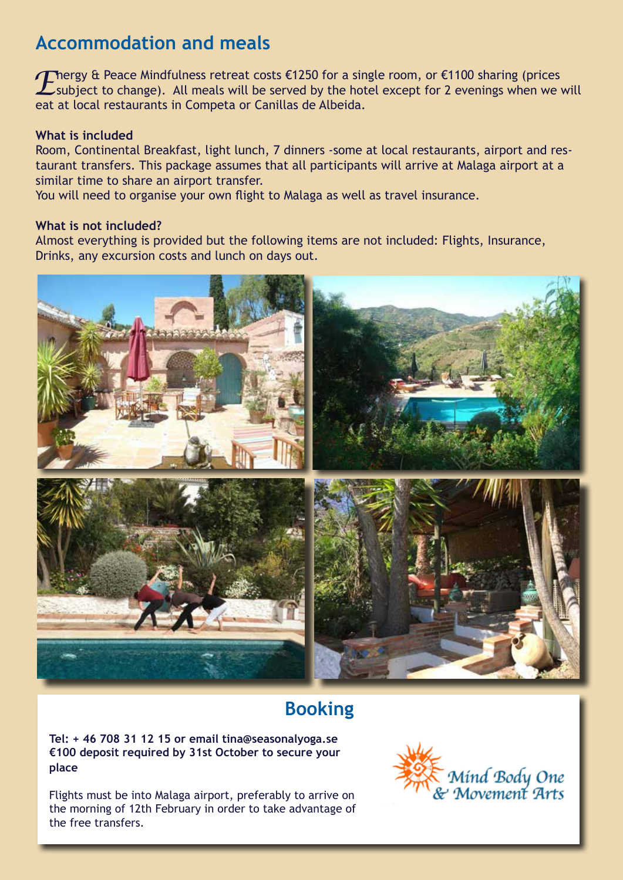## Accommodation and meals

Energy & Peace Mindfulness retreat costs €1250 for a single room, or €1100 sharing (prices subject to change). All meals will be served by the hotel except for 2 evenings when we will eat at local restaurants in Competa or Canillas de Albeida.

**What is included**

Room, Continental Breakfast, light lunch, 7 dinners -some at local restaurants, airport and restaurant transfers. This package assumes that all participants will arrive at Malaga airport at a similar time to share an airport transfer.

You will need to organise your own flight to Malaga as well as travel insurance.

**What is not included?**

Almost everything is provided but the following items are not included: Flights, Insurance, Drinks, any excursion costs and lunch on days out.

## Booking

**Tel: + 46 708 31 12 15 or email tina@seasonalyoga.se**
**€100 deposit required by 31st October to secure your place**

Flights must be into Malaga airport, preferably to arrive on the morning of 12th February in order to take advantage of the free transfers.

Mind Body One & Movement Arts